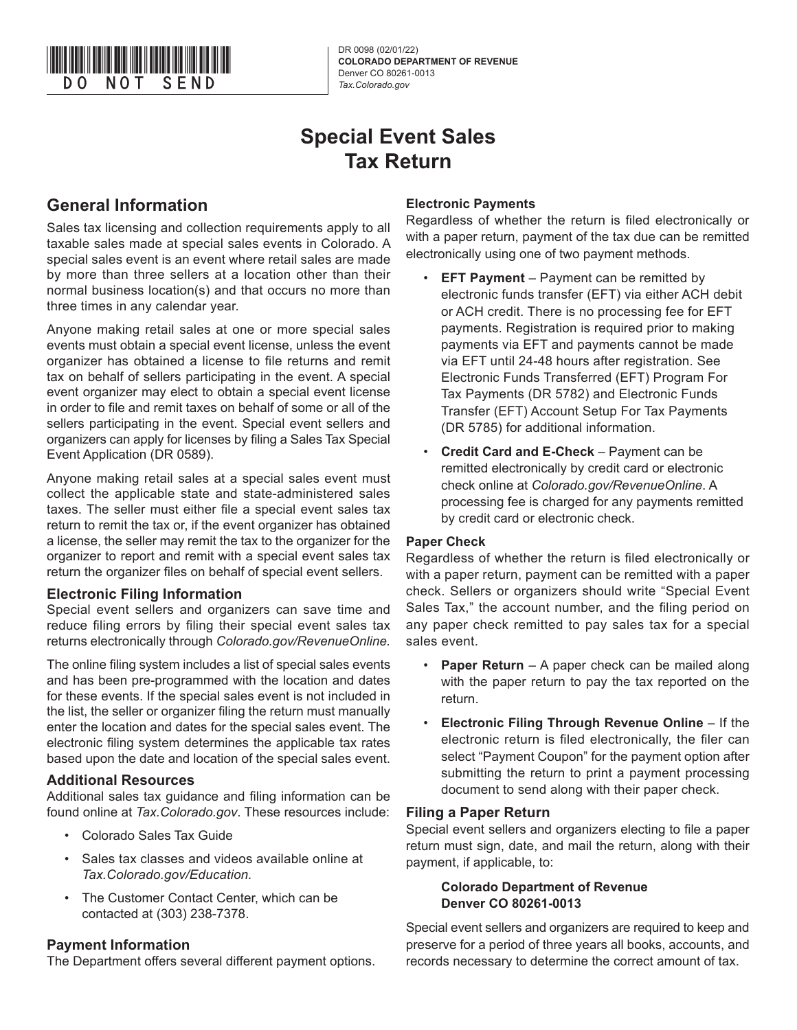DO NOT SEND

DR 0098 (02/01/22)
**COLORADO DEPARTMENT OF REVENUE**
Denver CO 80261-0013
*Tax.Colorado.gov*

# Special Event Sales Tax Return

## General Information

Sales tax licensing and collection requirements apply to all taxable sales made at special sales events in Colorado. A special sales event is an event where retail sales are made by more than three sellers at a location other than their normal business location(s) and that occurs no more than three times in any calendar year.

Anyone making retail sales at one or more special sales events must obtain a special event license, unless the event organizer has obtained a license to file returns and remit tax on behalf of sellers participating in the event. A special event organizer may elect to obtain a special event license in order to file and remit taxes on behalf of some or all of the sellers participating in the event. Special event sellers and organizers can apply for licenses by filing a Sales Tax Special Event Application (DR 0589).

Anyone making retail sales at a special sales event must collect the applicable state and state-administered sales taxes. The seller must either file a special event sales tax return to remit the tax or, if the event organizer has obtained a license, the seller may remit the tax to the organizer for the organizer to report and remit with a special event sales tax return the organizer files on behalf of special event sellers.

### Electronic Filing Information

Special event sellers and organizers can save time and reduce filing errors by filing their special event sales tax returns electronically through *Colorado.gov/RevenueOnline.*

The online filing system includes a list of special sales events and has been pre-programmed with the location and dates for these events. If the special sales event is not included in the list, the seller or organizer filing the return must manually enter the location and dates for the special sales event. The electronic filing system determines the applicable tax rates based upon the date and location of the special sales event.

### Additional Resources

Additional sales tax guidance and filing information can be found online at *Tax.Colorado.gov*. These resources include:

- Colorado Sales Tax Guide
- Sales tax classes and videos available online at *Tax.Colorado.gov/Education.*
- The Customer Contact Center, which can be contacted at (303) 238-7378.

### Payment Information

The Department offers several different payment options.

#### Electronic Payments

Regardless of whether the return is filed electronically or with a paper return, payment of the tax due can be remitted electronically using one of two payment methods.

- **EFT Payment** – Payment can be remitted by electronic funds transfer (EFT) via either ACH debit or ACH credit. There is no processing fee for EFT payments. Registration is required prior to making payments via EFT and payments cannot be made via EFT until 24-48 hours after registration. See Electronic Funds Transferred (EFT) Program For Tax Payments (DR 5782) and Electronic Funds Transfer (EFT) Account Setup For Tax Payments (DR 5785) for additional information.
- **Credit Card and E-Check** – Payment can be remitted electronically by credit card or electronic check online at *Colorado.gov/RevenueOnline*. A processing fee is charged for any payments remitted by credit card or electronic check.

#### Paper Check

Regardless of whether the return is filed electronically or with a paper return, payment can be remitted with a paper check. Sellers or organizers should write "Special Event Sales Tax," the account number, and the filing period on any paper check remitted to pay sales tax for a special sales event.

- **Paper Return** – A paper check can be mailed along with the paper return to pay the tax reported on the return.
- **Electronic Filing Through Revenue Online** – If the electronic return is filed electronically, the filer can select "Payment Coupon" for the payment option after submitting the return to print a payment processing document to send along with their paper check.

### Filing a Paper Return

Special event sellers and organizers electing to file a paper return must sign, date, and mail the return, along with their payment, if applicable, to:

> **Colorado Department of Revenue**
> **Denver CO 80261-0013**

Special event sellers and organizers are required to keep and preserve for a period of three years all books, accounts, and records necessary to determine the correct amount of tax.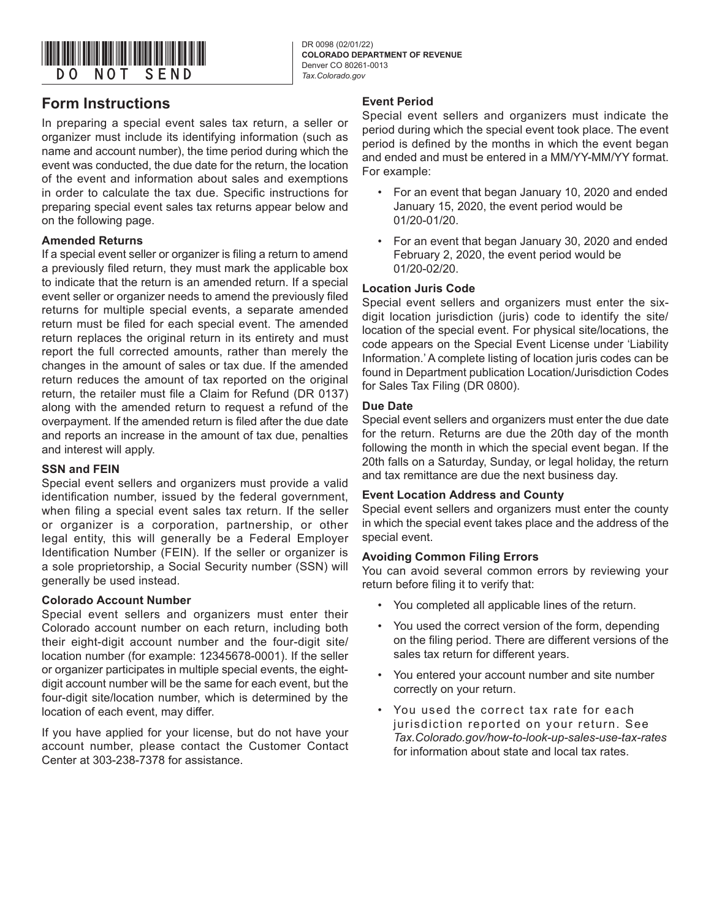DO NOT SEND

DR 0098 (02/01/22)
**COLORADO DEPARTMENT OF REVENUE**
Denver CO 80261-0013
*Tax.Colorado.gov*

## Form Instructions

In preparing a special event sales tax return, a seller or organizer must include its identifying information (such as name and account number), the time period during which the event was conducted, the due date for the return, the location of the event and information about sales and exemptions in order to calculate the tax due. Specific instructions for preparing special event sales tax returns appear below and on the following page.

### Amended Returns

If a special event seller or organizer is filing a return to amend a previously filed return, they must mark the applicable box to indicate that the return is an amended return. If a special event seller or organizer needs to amend the previously filed returns for multiple special events, a separate amended return must be filed for each special event. The amended return replaces the original return in its entirety and must report the full corrected amounts, rather than merely the changes in the amount of sales or tax due. If the amended return reduces the amount of tax reported on the original return, the retailer must file a Claim for Refund (DR 0137) along with the amended return to request a refund of the overpayment. If the amended return is filed after the due date and reports an increase in the amount of tax due, penalties and interest will apply.

### SSN and FEIN

Special event sellers and organizers must provide a valid identification number, issued by the federal government, when filing a special event sales tax return. If the seller or organizer is a corporation, partnership, or other legal entity, this will generally be a Federal Employer Identification Number (FEIN). If the seller or organizer is a sole proprietorship, a Social Security number (SSN) will generally be used instead.

### Colorado Account Number

Special event sellers and organizers must enter their Colorado account number on each return, including both their eight-digit account number and the four-digit site/location number (for example: 12345678-0001). If the seller or organizer participates in multiple special events, the eight-digit account number will be the same for each event, but the four-digit site/location number, which is determined by the location of each event, may differ.

If you have applied for your license, but do not have your account number, please contact the Customer Contact Center at 303-238-7378 for assistance.

### Event Period

Special event sellers and organizers must indicate the period during which the special event took place. The event period is defined by the months in which the event began and ended and must be entered in a MM/YY-MM/YY format. For example:

- For an event that began January 10, 2020 and ended January 15, 2020, the event period would be 01/20-01/20.
- For an event that began January 30, 2020 and ended February 2, 2020, the event period would be 01/20-02/20.

### Location Juris Code

Special event sellers and organizers must enter the six-digit location jurisdiction (juris) code to identify the site/location of the special event. For physical site/locations, the code appears on the Special Event License under 'Liability Information.' A complete listing of location juris codes can be found in Department publication Location/Jurisdiction Codes for Sales Tax Filing (DR 0800).

### Due Date

Special event sellers and organizers must enter the due date for the return. Returns are due the 20th day of the month following the month in which the special event began. If the 20th falls on a Saturday, Sunday, or legal holiday, the return and tax remittance are due the next business day.

### Event Location Address and County

Special event sellers and organizers must enter the county in which the special event takes place and the address of the special event.

### Avoiding Common Filing Errors

You can avoid several common errors by reviewing your return before filing it to verify that:

- You completed all applicable lines of the return.
- You used the correct version of the form, depending on the filing period. There are different versions of the sales tax return for different years.
- You entered your account number and site number correctly on your return.
- You used the correct tax rate for each jurisdiction reported on your return. See *Tax.Colorado.gov/how-to-look-up-sales-use-tax-rates* for information about state and local tax rates.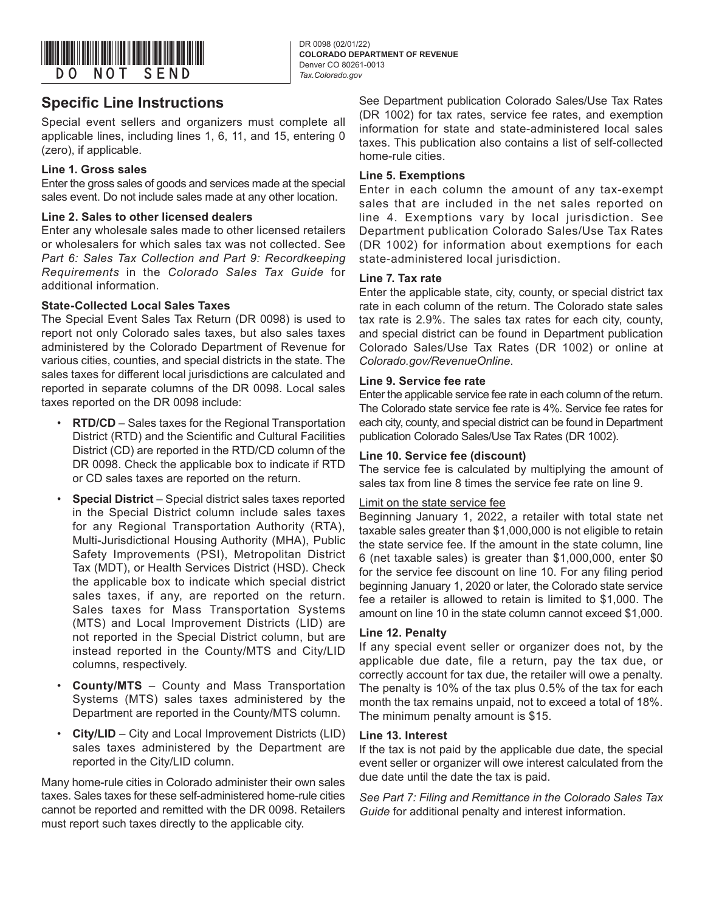## Specific Line Instructions

Special event sellers and organizers must complete all applicable lines, including lines 1, 6, 11, and 15, entering 0 (zero), if applicable.

### Line 1. Gross sales

Enter the gross sales of goods and services made at the special sales event. Do not include sales made at any other location.

### Line 2. Sales to other licensed dealers

Enter any wholesale sales made to other licensed retailers or wholesalers for which sales tax was not collected. See *Part 6: Sales Tax Collection and Part 9: Recordkeeping Requirements* in the *Colorado Sales Tax Guide* for additional information.

### State-Collected Local Sales Taxes

The Special Event Sales Tax Return (DR 0098) is used to report not only Colorado sales taxes, but also sales taxes administered by the Colorado Department of Revenue for various cities, counties, and special districts in the state. The sales taxes for different local jurisdictions are calculated and reported in separate columns of the DR 0098. Local sales taxes reported on the DR 0098 include:

- **RTD/CD** – Sales taxes for the Regional Transportation District (RTD) and the Scientific and Cultural Facilities District (CD) are reported in the RTD/CD column of the DR 0098. Check the applicable box to indicate if RTD or CD sales taxes are reported on the return.
- **Special District** – Special district sales taxes reported in the Special District column include sales taxes for any Regional Transportation Authority (RTA), Multi-Jurisdictional Housing Authority (MHA), Public Safety Improvements (PSI), Metropolitan District Tax (MDT), or Health Services District (HSD). Check the applicable box to indicate which special district sales taxes, if any, are reported on the return. Sales taxes for Mass Transportation Systems (MTS) and Local Improvement Districts (LID) are not reported in the Special District column, but are instead reported in the County/MTS and City/LID columns, respectively.
- **County/MTS** – County and Mass Transportation Systems (MTS) sales taxes administered by the Department are reported in the County/MTS column.
- **City/LID** – City and Local Improvement Districts (LID) sales taxes administered by the Department are reported in the City/LID column.

Many home-rule cities in Colorado administer their own sales taxes. Sales taxes for these self-administered home-rule cities cannot be reported and remitted with the DR 0098. Retailers must report such taxes directly to the applicable city.

See Department publication Colorado Sales/Use Tax Rates (DR 1002) for tax rates, service fee rates, and exemption information for state and state-administered local sales taxes. This publication also contains a list of self-collected home-rule cities.

### Line 5. Exemptions

Enter in each column the amount of any tax-exempt sales that are included in the net sales reported on line 4. Exemptions vary by local jurisdiction. See Department publication Colorado Sales/Use Tax Rates (DR 1002) for information about exemptions for each state-administered local jurisdiction.

### Line 7. Tax rate

Enter the applicable state, city, county, or special district tax rate in each column of the return. The Colorado state sales tax rate is 2.9%. The sales tax rates for each city, county, and special district can be found in Department publication Colorado Sales/Use Tax Rates (DR 1002) or online at *Colorado.gov/RevenueOnline*.

### Line 9. Service fee rate

Enter the applicable service fee rate in each column of the return. The Colorado state service fee rate is 4%. Service fee rates for each city, county, and special district can be found in Department publication Colorado Sales/Use Tax Rates (DR 1002).

### Line 10. Service fee (discount)

The service fee is calculated by multiplying the amount of sales tax from line 8 times the service fee rate on line 9.

Limit on the state service fee

Beginning January 1, 2022, a retailer with total state net taxable sales greater than $1,000,000 is not eligible to retain the state service fee. If the amount in the state column, line 6 (net taxable sales) is greater than $1,000,000, enter $0 for the service fee discount on line 10. For any filing period beginning January 1, 2020 or later, the Colorado state service fee a retailer is allowed to retain is limited to $1,000. The amount on line 10 in the state column cannot exceed $1,000.

### Line 12. Penalty

If any special event seller or organizer does not, by the applicable due date, file a return, pay the tax due, or correctly account for tax due, the retailer will owe a penalty. The penalty is 10% of the tax plus 0.5% of the tax for each month the tax remains unpaid, not to exceed a total of 18%. The minimum penalty amount is $15.

### Line 13. Interest

If the tax is not paid by the applicable due date, the special event seller or organizer will owe interest calculated from the due date until the date the tax is paid.

*See Part 7: Filing and Remittance in the Colorado Sales Tax Guide* for additional penalty and interest information.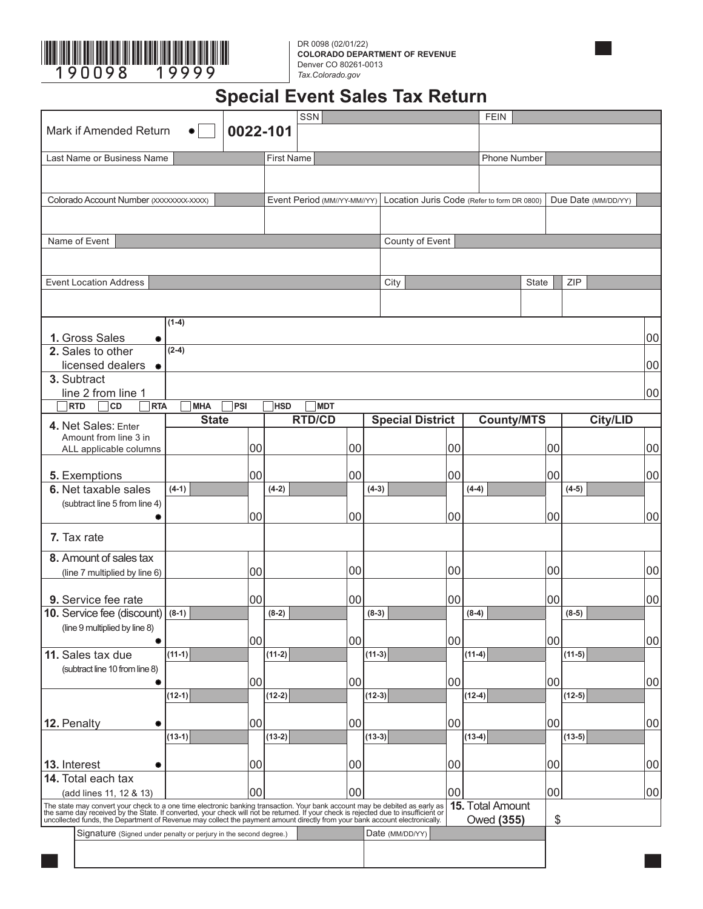190098 19999

DR 0098 (02/01/22)
**COLORADO DEPARTMENT OF REVENUE**
Denver CO 80261-0013
*Tax.Colorado.gov*

# Special Event Sales Tax Return

| | | | |
|---|---|---|---|
| Mark if Amended Return ● ☐ | **0022-101** | SSN | FEIN |
| Last Name or Business Name | | First Name | Phone Number |
| Colorado Account Number (XXXXXXXX-XXXX) | Event Period (MM//YY-MM//YY) | Location Juris Code (Refer to form DR 0800) | Due Date (MM/DD/YY) |
| Name of Event | | County of Event | |
| Event Location Address | | City | State / ZIP |

| | | |
|---|---|---|
| **1.** Gross Sales ● | (1-4) | 00 |
| **2.** Sales to other licensed dealers ● | (2-4) | 00 |
| **3.** Subtract line 2 from line 1 | | 00 |

☐ RTD ☐ CD ☐ RTA ☐ MHA ☐ PSI ☐ HSD ☐ MDT

| | State | RTD/CD | Special District | County/MTS | City/LID |
|---|---|---|---|---|---|
| **4.** Net Sales: Enter Amount from line 3 in ALL applicable columns | 00 | 00 | 00 | 00 | 00 |
| **5.** Exemptions | 00 | 00 | 00 | 00 | 00 |
| **6.** Net taxable sales (subtract line 5 from line 4) ● | (4-1) 00 | (4-2) 00 | (4-3) 00 | (4-4) 00 | (4-5) 00 |
| **7.** Tax rate | | | | | |
| **8.** Amount of sales tax (line 7 multiplied by line 6) | 00 | 00 | 00 | 00 | 00 |
| **9.** Service fee rate | 00 | 00 | 00 | 00 | 00 |
| **10.** Service fee (discount) (line 9 multiplied by line 8) ● | (8-1) 00 | (8-2) 00 | (8-3) 00 | (8-4) 00 | (8-5) 00 |
| **11.** Sales tax due (subtract line 10 from line 8) ● | (11-1) 00 | (11-2) 00 | (11-3) 00 | (11-4) 00 | (11-5) 00 |
| **12.** Penalty ● | (12-1) 00 | (12-2) 00 | (12-3) 00 | (12-4) 00 | (12-5) 00 |
| **13.** Interest ● | (13-1) 00 | (13-2) 00 | (13-3) 00 | (13-4) 00 | (13-5) 00 |
| **14.** Total each tax (add lines 11, 12 & 13) | 00 | 00 | 00 | 00 | 00 |

The state may convert your check to a one time electronic banking transaction. Your bank account may be debited as early as the same day received by the State. If converted, your check will not be returned. If your check is rejected due to insufficient or uncollected funds, the Department of Revenue may collect the payment amount directly from your bank account electronically.

**15.** Total Amount Owed **(355)** $

| | |
|---|---|
| Signature (Signed under penalty or perjury in the second degree.) | Date (MM/DD/YY) |